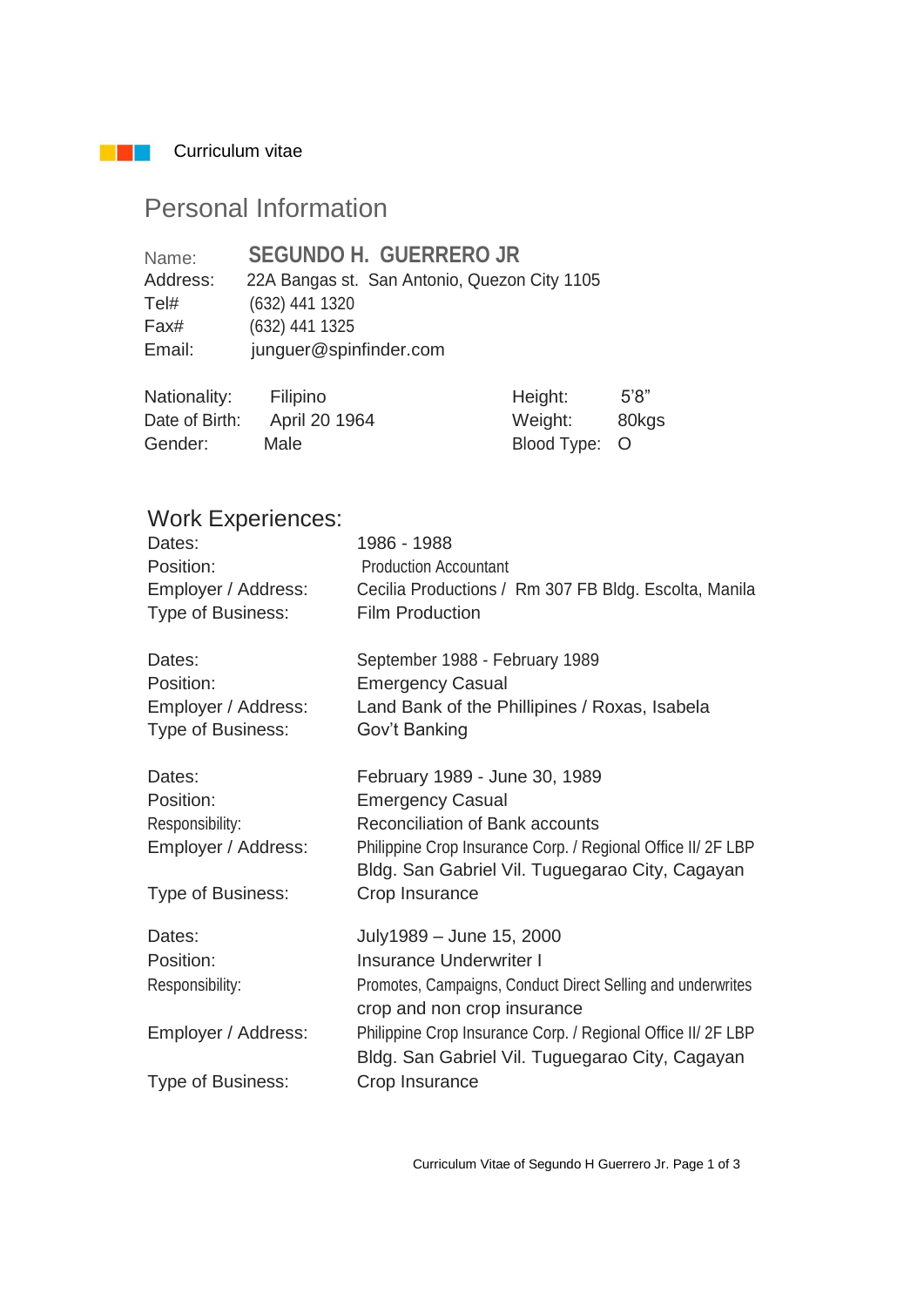Curriculum vitae

## Personal Information

Name: **SEGUNDO H. GUERRERO JR**
Address: 22A Bangas st. San Antonio, Quezon City 1105
Tel# (632) 441 1320
Fax# (632) 441 1325
Email: junguer@spinfinder.com

| | | | |
|---|---|---|---|
| Nationality: | Filipino | Height: | 5'8" |
| Date of Birth: | April 20 1964 | Weight: | 80kgs |
| Gender: | Male | Blood Type: | O |

## Work Experiences:

| | |
|---|---|
| Dates: | 1986 - 1988 |
| Position: | Production Accountant |
| Employer / Address: | Cecilia Productions / Rm 307 FB Bldg. Escolta, Manila |
| Type of Business: | Film Production |

| | |
|---|---|
| Dates: | September 1988 - February 1989 |
| Position: | Emergency Casual |
| Employer / Address: | Land Bank of the Phillipines / Roxas, Isabela |
| Type of Business: | Gov't Banking |

| | |
|---|---|
| Dates: | February 1989 - June 30, 1989 |
| Position: | Emergency Casual |
| Responsibility: | Reconciliation of Bank accounts |
| Employer / Address: | Philippine Crop Insurance Corp. / Regional Office II/ 2F LBP Bldg. San Gabriel Vil. Tuguegarao City, Cagayan |
| Type of Business: | Crop Insurance |

| | |
|---|---|
| Dates: | July1989 – June 15, 2000 |
| Position: | Insurance Underwriter I |
| Responsibility: | Promotes, Campaigns, Conduct Direct Selling and underwrites crop and non crop insurance |
| Employer / Address: | Philippine Crop Insurance Corp. / Regional Office II/ 2F LBP Bldg. San Gabriel Vil. Tuguegarao City, Cagayan |
| Type of Business: | Crop Insurance |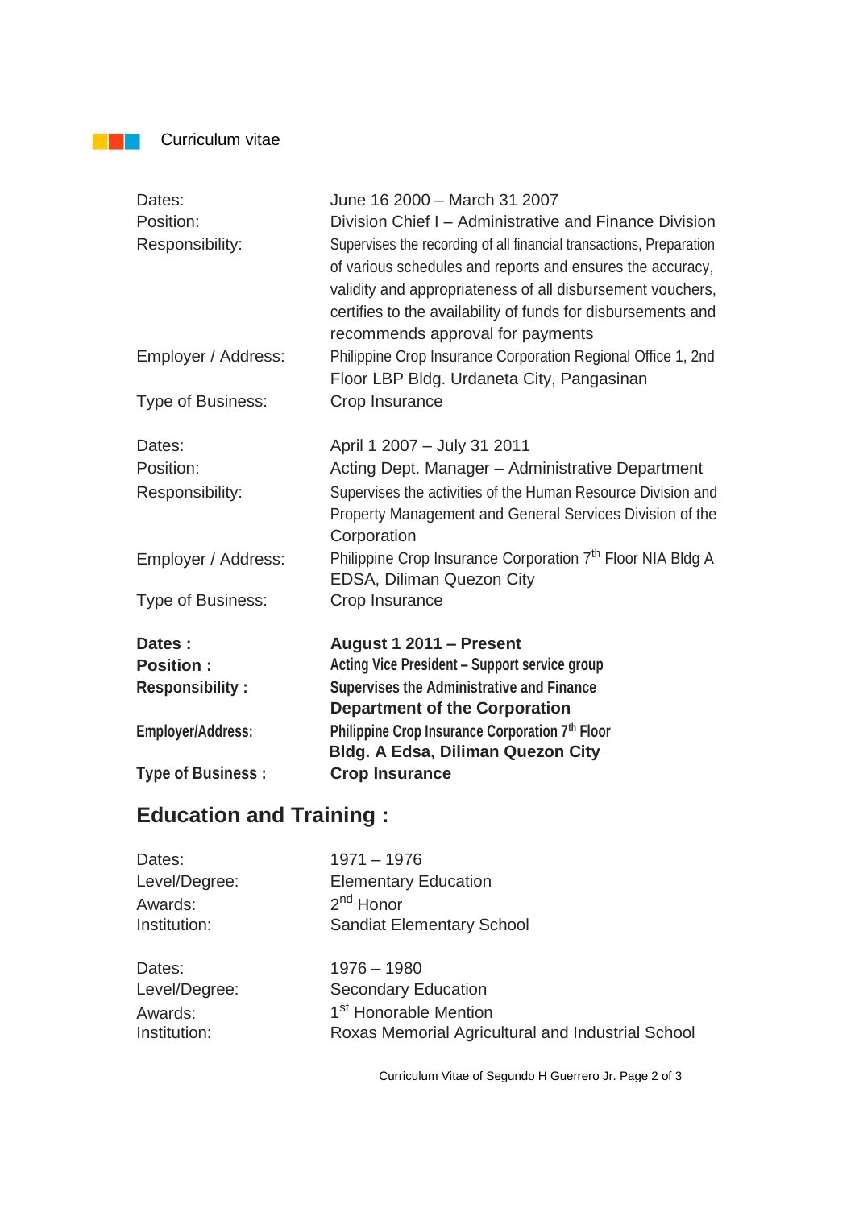Curriculum vitae

| | |
|---|---|
| Dates: | June 16 2000 – March 31 2007 |
| Position: | Division Chief I – Administrative and Finance Division |
| Responsibility: | Supervises the recording of all financial transactions, Preparation of various schedules and reports and ensures the accuracy, validity and appropriateness of all disbursement vouchers, certifies to the availability of funds for disbursements and recommends approval for payments |
| Employer / Address: | Philippine Crop Insurance Corporation Regional Office 1, 2nd Floor LBP Bldg. Urdaneta City, Pangasinan |
| Type of Business: | Crop Insurance |

| | |
|---|---|
| Dates: | April 1 2007 – July 31 2011 |
| Position: | Acting Dept. Manager – Administrative Department |
| Responsibility: | Supervises the activities of the Human Resource Division and Property Management and General Services Division of the Corporation |
| Employer / Address: | Philippine Crop Insurance Corporation 7th Floor NIA Bldg A EDSA, Diliman Quezon City |
| Type of Business: | Crop Insurance |

| | |
|---|---|
| **Dates :** | **August 1 2011 – Present** |
| **Position :** | **Acting Vice President – Support service group** |
| **Responsibility :** | **Supervises the Administrative and Finance Department of the Corporation** |
| **Employer/Address:** | **Philippine Crop Insurance Corporation 7th Floor Bldg. A Edsa, Diliman Quezon City** |
| **Type of Business :** | **Crop Insurance** |

## Education and Training :

| | |
|---|---|
| Dates: | 1971 – 1976 |
| Level/Degree: | Elementary Education |
| Awards: | 2nd Honor |
| Institution: | Sandiat Elementary School |

| | |
|---|---|
| Dates: | 1976 – 1980 |
| Level/Degree: | Secondary Education |
| Awards: | 1st Honorable Mention |
| Institution: | Roxas Memorial Agricultural and Industrial School |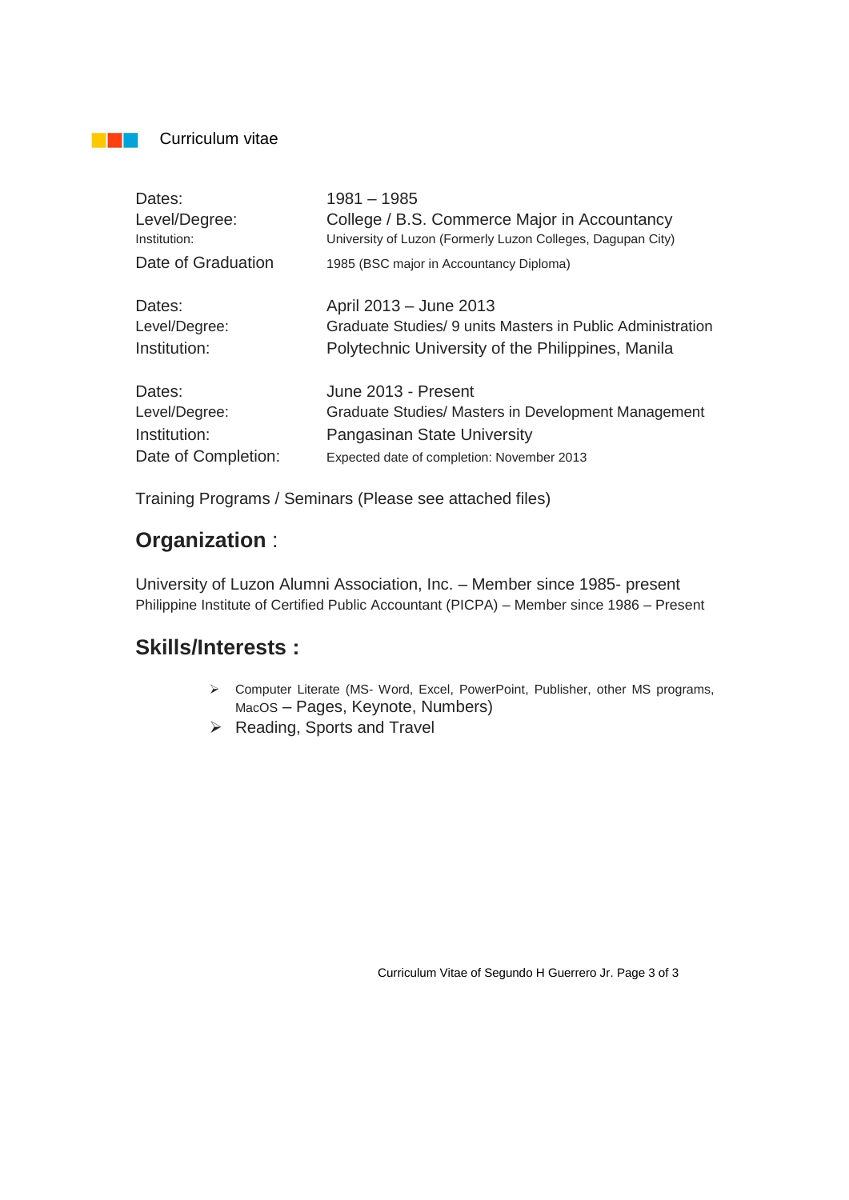Curriculum vitae

| | |
|---|---|
| Dates: | 1981 – 1985 |
| Level/Degree: | College / B.S. Commerce Major in Accountancy |
| Institution: | University of Luzon (Formerly Luzon Colleges, Dagupan City) |
| Date of Graduation | 1985 (BSC major in Accountancy Diploma) |

| | |
|---|---|
| Dates: | April 2013 – June 2013 |
| Level/Degree: | Graduate Studies/ 9 units Masters in Public Administration |
| Institution: | Polytechnic University of the Philippines, Manila |

| | |
|---|---|
| Dates: | June 2013 - Present |
| Level/Degree: | Graduate Studies/ Masters in Development Management |
| Institution: | Pangasinan State University |
| Date of Completion: | Expected date of completion: November 2013 |

Training Programs / Seminars (Please see attached files)

## Organization :

University of Luzon Alumni Association, Inc. – Member since 1985- present
Philippine Institute of Certified Public Accountant (PICPA) – Member since 1986 – Present

## Skills/Interests :

- Computer Literate (MS- Word, Excel, PowerPoint, Publisher, other MS programs, MacOS – Pages, Keynote, Numbers)
- Reading, Sports and Travel